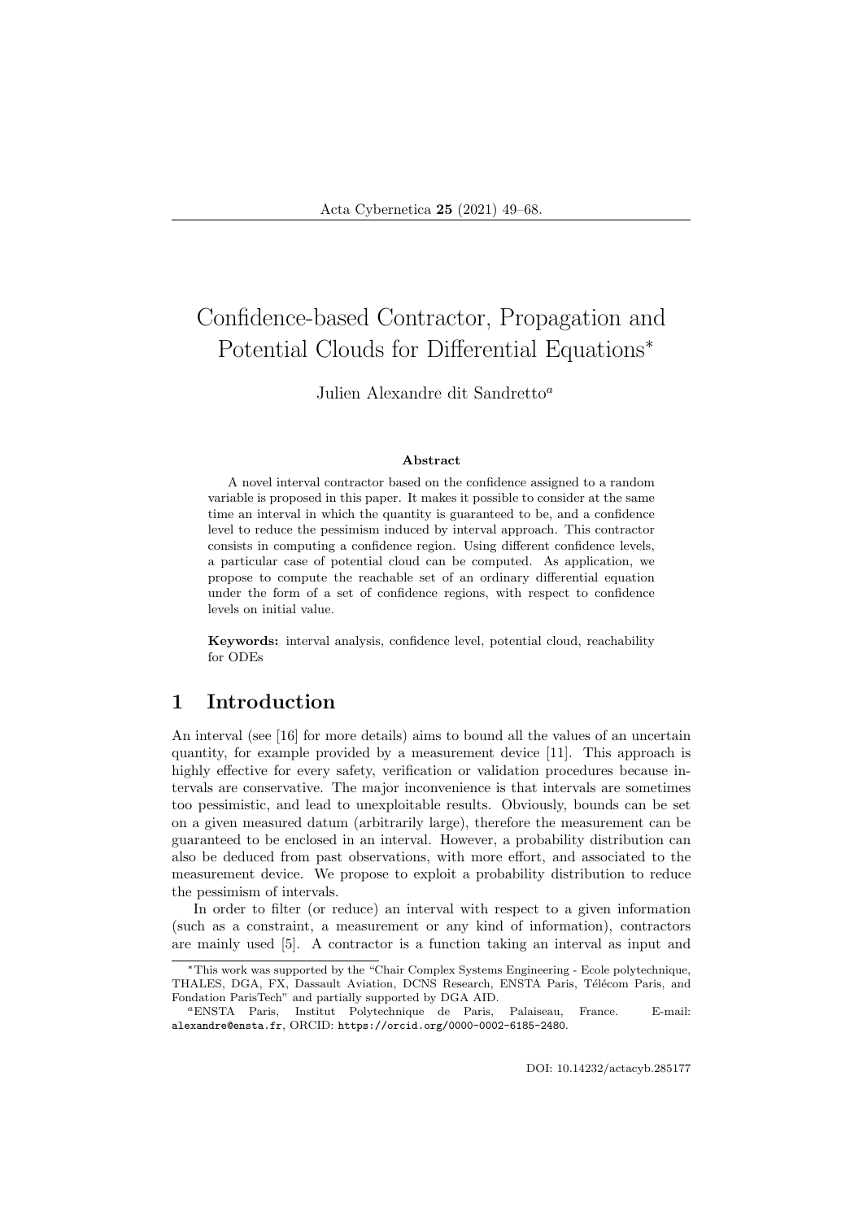# Confidence-based Contractor, Propagation and Potential Clouds for Differential Equations*

Julien Alexandre dit Sandretto[a]

### Abstract

A novel interval contractor based on the confidence assigned to a random variable is proposed in this paper. It makes it possible to consider at the same time an interval in which the quantity is guaranteed to be, and a confidence level to reduce the pessimism induced by interval approach. This contractor consists in computing a confidence region. Using different confidence levels, a particular case of potential cloud can be computed. As application, we propose to compute the reachable set of an ordinary differential equation under the form of a set of confidence regions, with respect to confidence levels on initial value.

**Keywords:** interval analysis, confidence level, potential cloud, reachability for ODEs

## 1 Introduction

An interval (see [16] for more details) aims to bound all the values of an uncertain quantity, for example provided by a measurement device [11]. This approach is highly effective for every safety, verification or validation procedures because intervals are conservative. The major inconvenience is that intervals are sometimes too pessimistic, and lead to unexploitable results. Obviously, bounds can be set on a given measured datum (arbitrarily large), therefore the measurement can be guaranteed to be enclosed in an interval. However, a probability distribution can also be deduced from past observations, with more effort, and associated to the measurement device. We propose to exploit a probability distribution to reduce the pessimism of intervals.

In order to filter (or reduce) an interval with respect to a given information (such as a constraint, a measurement or any kind of information), contractors are mainly used [5]. A contractor is a function taking an interval as input and

---

*This work was supported by the "Chair Complex Systems Engineering - Ecole polytechnique, THALES, DGA, FX, Dassault Aviation, DCNS Research, ENSTA Paris, Télécom Paris, and Fondation ParisTech" and partially supported by DGA AID.

[a]ENSTA Paris, Institut Polytechnique de Paris, Palaiseau, France. E-mail: alexandre@ensta.fr, ORCID: https://orcid.org/0000-0002-6185-2480.

DOI: 10.14232/actacyb.285177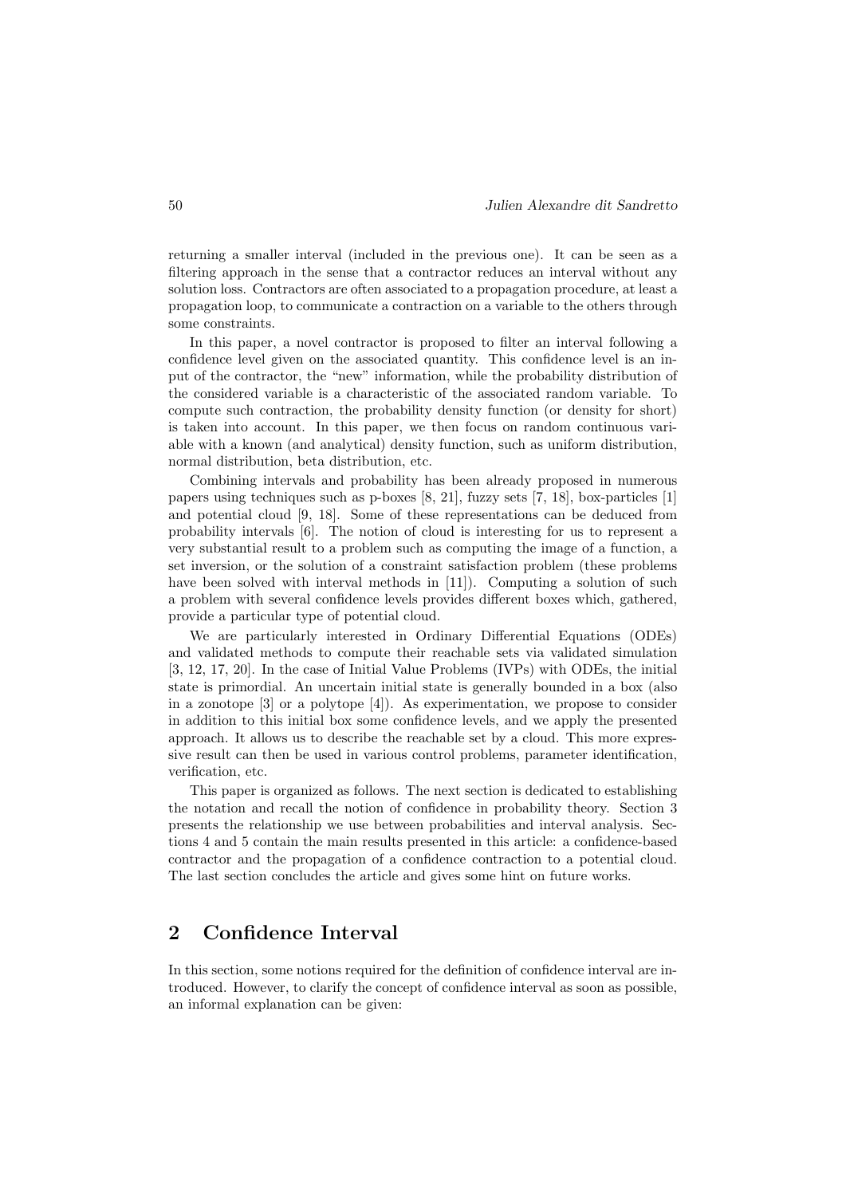returning a smaller interval (included in the previous one). It can be seen as a filtering approach in the sense that a contractor reduces an interval without any solution loss. Contractors are often associated to a propagation procedure, at least a propagation loop, to communicate a contraction on a variable to the others through some constraints.

In this paper, a novel contractor is proposed to filter an interval following a confidence level given on the associated quantity. This confidence level is an input of the contractor, the "new" information, while the probability distribution of the considered variable is a characteristic of the associated random variable. To compute such contraction, the probability density function (or density for short) is taken into account. In this paper, we then focus on random continuous variable with a known (and analytical) density function, such as uniform distribution, normal distribution, beta distribution, etc.

Combining intervals and probability has been already proposed in numerous papers using techniques such as p-boxes [8, 21], fuzzy sets [7, 18], box-particles [1] and potential cloud [9, 18]. Some of these representations can be deduced from probability intervals [6]. The notion of cloud is interesting for us to represent a very substantial result to a problem such as computing the image of a function, a set inversion, or the solution of a constraint satisfaction problem (these problems have been solved with interval methods in [11]). Computing a solution of such a problem with several confidence levels provides different boxes which, gathered, provide a particular type of potential cloud.

We are particularly interested in Ordinary Differential Equations (ODEs) and validated methods to compute their reachable sets via validated simulation [3, 12, 17, 20]. In the case of Initial Value Problems (IVPs) with ODEs, the initial state is primordial. An uncertain initial state is generally bounded in a box (also in a zonotope [3] or a polytope [4]). As experimentation, we propose to consider in addition to this initial box some confidence levels, and we apply the presented approach. It allows us to describe the reachable set by a cloud. This more expressive result can then be used in various control problems, parameter identification, verification, etc.

This paper is organized as follows. The next section is dedicated to establishing the notation and recall the notion of confidence in probability theory. Section 3 presents the relationship we use between probabilities and interval analysis. Sections 4 and 5 contain the main results presented in this article: a confidence-based contractor and the propagation of a confidence contraction to a potential cloud. The last section concludes the article and gives some hint on future works.

## 2 Confidence Interval

In this section, some notions required for the definition of confidence interval are introduced. However, to clarify the concept of confidence interval as soon as possible, an informal explanation can be given: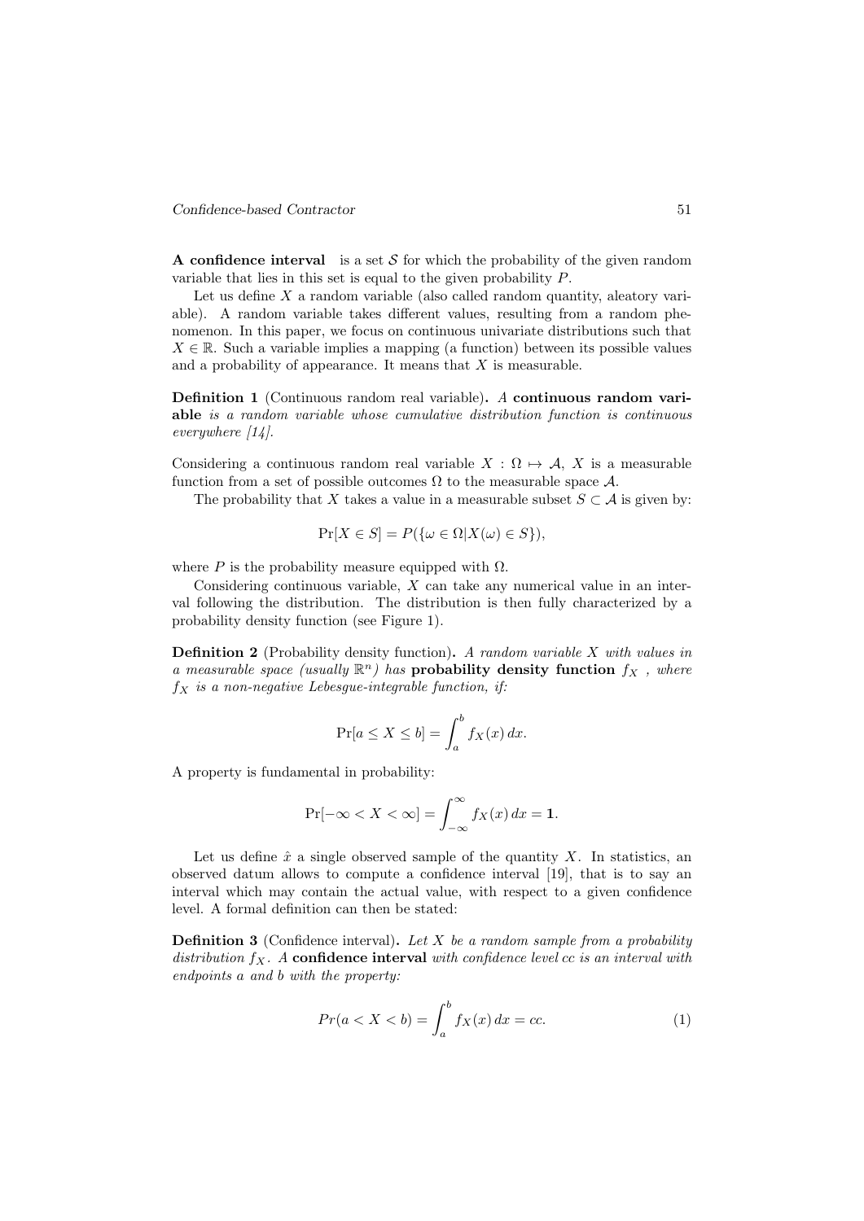**A confidence interval** is a set $\mathcal{S}$ for which the probability of the given random variable that lies in this set is equal to the given probability $P$.

Let us define $X$ a random variable (also called random quantity, aleatory variable). A random variable takes different values, resulting from a random phenomenon. In this paper, we focus on continuous univariate distributions such that $X \in \mathbb{R}$. Such a variable implies a mapping (a function) between its possible values and a probability of appearance. It means that $X$ is measurable.

**Definition 1** (Continuous random real variable)**.** *A* **continuous random variable** *is a random variable whose cumulative distribution function is continuous everywhere [14].*

Considering a continuous random real variable $X : \Omega \mapsto \mathcal{A}$, $X$ is a measurable function from a set of possible outcomes $\Omega$ to the measurable space $\mathcal{A}$.

The probability that $X$ takes a value in a measurable subset $S \subset \mathcal{A}$ is given by:

$$\Pr[X \in S] = P(\{\omega \in \Omega | X(\omega) \in S\}),$$

where $P$ is the probability measure equipped with $\Omega$.

Considering continuous variable, $X$ can take any numerical value in an interval following the distribution. The distribution is then fully characterized by a probability density function (see Figure 1).

**Definition 2** (Probability density function)**.** *A random variable $X$ with values in a measurable space (usually $\mathbb{R}^n$) has* **probability density function** *$f_X$ , where $f_X$ is a non-negative Lebesgue-integrable function, if:*

$$\Pr[a \leq X \leq b] = \int_a^b f_X(x)\, dx.$$

A property is fundamental in probability:

$$\Pr[-\infty < X < \infty] = \int_{-\infty}^{\infty} f_X(x)\, dx = \mathbf{1}.$$

Let us define $\hat{x}$ a single observed sample of the quantity $X$. In statistics, an observed datum allows to compute a confidence interval [19], that is to say an interval which may contain the actual value, with respect to a given confidence level. A formal definition can then be stated:

**Definition 3** (Confidence interval)**.** *Let $X$ be a random sample from a probability distribution $f_X$. A* **confidence interval** *with confidence level $cc$ is an interval with endpoints $a$ and $b$ with the property:*

$$Pr(a < X < b) = \int_a^b f_X(x)\, dx = cc. \tag{1}$$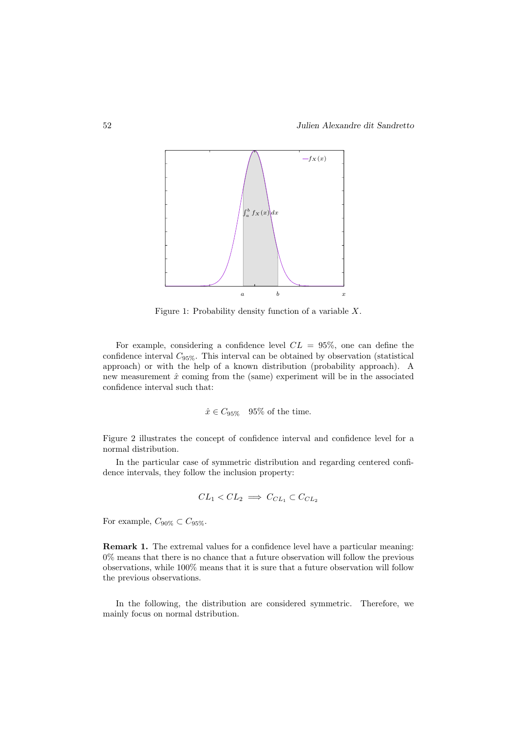Figure 1: Probability density function of a variable $X$.

For example, considering a confidence level $CL = 95\%$, one can define the confidence interval $C_{95\%}$. This interval can be obtained by observation (statistical approach) or with the help of a known distribution (probability approach). A new measurement $\hat{x}$ coming from the (same) experiment will be in the associated confidence interval such that:

$$\hat{x} \in C_{95\%} \quad 95\% \text{ of the time.}$$

Figure 2 illustrates the concept of confidence interval and confidence level for a normal distribution.

In the particular case of symmetric distribution and regarding centered confidence intervals, they follow the inclusion property:

$$CL_1 < CL_2 \implies C_{CL_1} \subset C_{CL_2}$$

For example, $C_{90\%} \subset C_{95\%}$.

**Remark 1.** The extremal values for a confidence level have a particular meaning: 0% means that there is no chance that a future observation will follow the previous observations, while 100% means that it is sure that a future observation will follow the previous observations.

In the following, the distribution are considered symmetric. Therefore, we mainly focus on normal dstribution.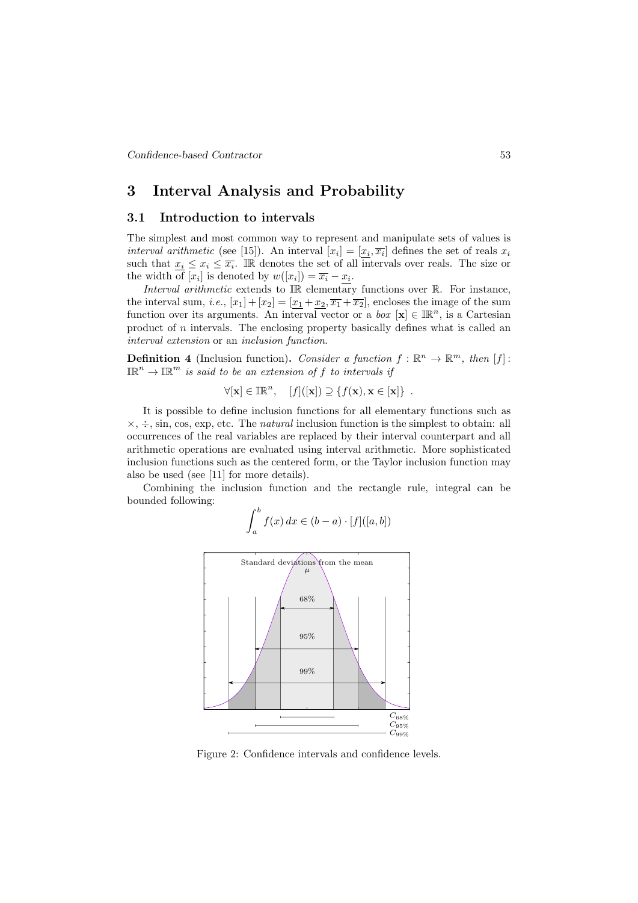# 3 Interval Analysis and Probability

## 3.1 Introduction to intervals

The simplest and most common way to represent and manipulate sets of values is *interval arithmetic* (see [15]). An interval $[x_i] = [\underline{x_i}, \overline{x_i}]$ defines the set of reals $x_i$ such that $\underline{x_i} \leq x_i \leq \overline{x_i}$. $\mathbb{IR}$ denotes the set of all intervals over reals. The size or the width of $[x_i]$ is denoted by $w([x_i]) = \overline{x_i} - \underline{x_i}$.

*Interval arithmetic* extends to $\mathbb{IR}$ elementary functions over $\mathbb{R}$. For instance, the interval sum, *i.e.*, $[x_1] + [x_2] = [\underline{x_1} + \underline{x_2}, \overline{x_1} + \overline{x_2}]$, encloses the image of the sum function over its arguments. An interval vector or a *box* $[\mathbf{x}] \in \mathbb{IR}^n$, is a Cartesian product of $n$ intervals. The enclosing property basically defines what is called an *interval extension* or an *inclusion function*.

**Definition 4** (Inclusion function)**.** *Consider a function* $f : \mathbb{R}^n \to \mathbb{R}^m$*, then* $[f] : \mathbb{IR}^n \to \mathbb{IR}^m$ *is said to be an extension of* $f$ *to intervals if*

$$\forall [\mathbf{x}] \in \mathbb{IR}^n, \quad [f]([\mathbf{x}]) \supseteq \{f(\mathbf{x}), \mathbf{x} \in [\mathbf{x}]\} \ .$$

It is possible to define inclusion functions for all elementary functions such as $\times$, $\div$, sin, cos, exp, etc. The *natural* inclusion function is the simplest to obtain: all occurrences of the real variables are replaced by their interval counterpart and all arithmetic operations are evaluated using interval arithmetic. More sophisticated inclusion functions such as the centered form, or the Taylor inclusion function may also be used (see [11] for more details).

Combining the inclusion function and the rectangle rule, integral can be bounded following:

$$\int_a^b f(x)\, dx \in (b - a) \cdot [f]([a, b])$$

Figure 2: Confidence intervals and confidence levels.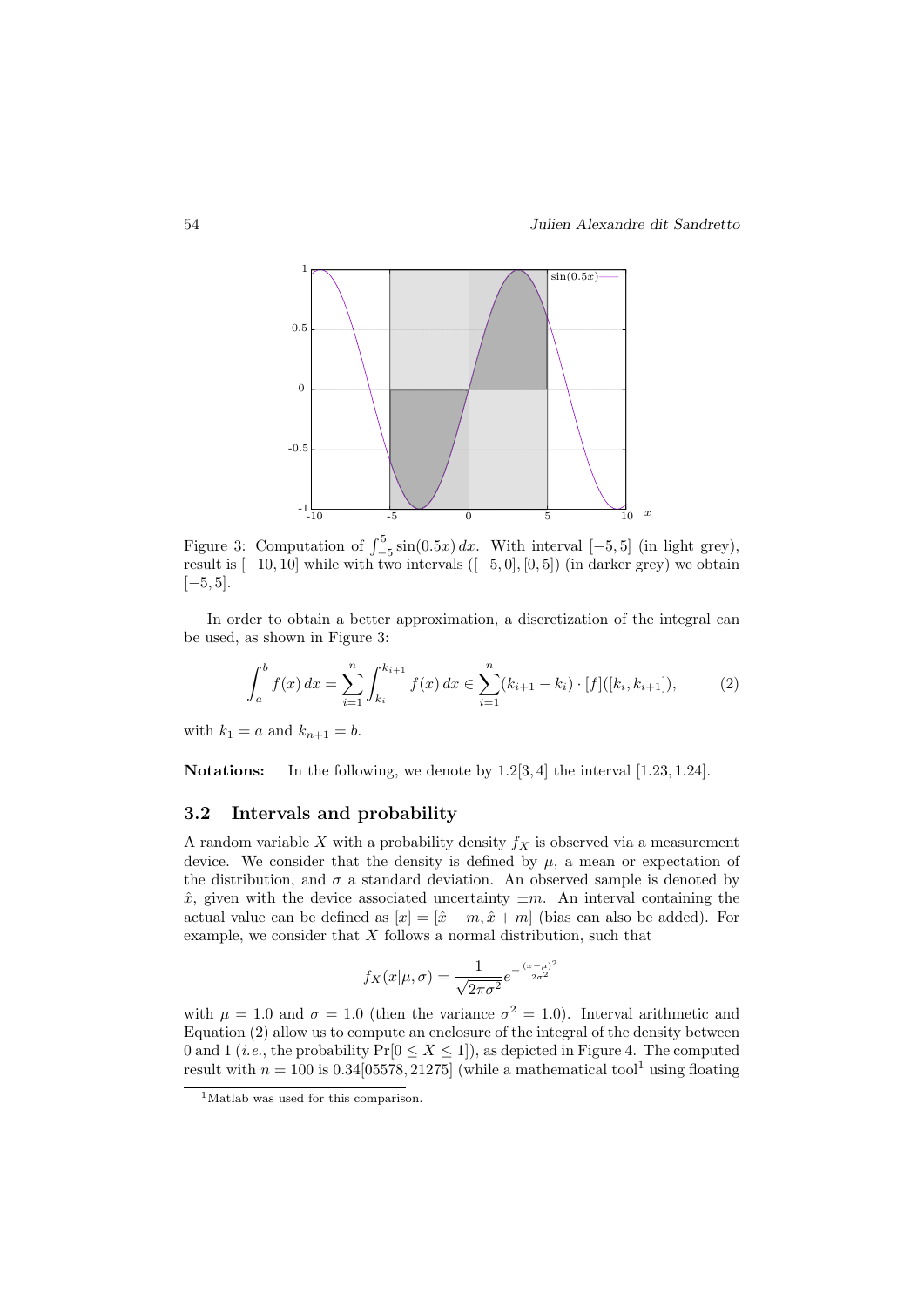Figure 3: Computation of $\int_{-5}^{5} \sin(0.5x)\,dx$. With interval $[-5, 5]$ (in light grey), result is $[-10, 10]$ while with two intervals ($[-5, 0], [0, 5]$) (in darker grey) we obtain $[-5, 5]$.

In order to obtain a better approximation, a discretization of the integral can be used, as shown in Figure 3:

$$\int_a^b f(x)\,dx = \sum_{i=1}^{n} \int_{k_i}^{k_{i+1}} f(x)\,dx \in \sum_{i=1}^{n} (k_{i+1} - k_i) \cdot [f]([k_i, k_{i+1}]), \tag{2}$$

with $k_1 = a$ and $k_{n+1} = b$.

**Notations:** In the following, we denote by $1.2[3, 4]$ the interval $[1.23, 1.24]$.

## 3.2 Intervals and probability

A random variable $X$ with a probability density $f_X$ is observed via a measurement device. We consider that the density is defined by $\mu$, a mean or expectation of the distribution, and $\sigma$ a standard deviation. An observed sample is denoted by $\hat{x}$, given with the device associated uncertainty $\pm m$. An interval containing the actual value can be defined as $[x] = [\hat{x} - m, \hat{x} + m]$ (bias can also be added). For example, we consider that $X$ follows a normal distribution, such that

$$f_X(x|\mu, \sigma) = \frac{1}{\sqrt{2\pi\sigma^2}} e^{-\frac{(x-\mu)^2}{2\sigma^2}}$$

with $\mu = 1.0$ and $\sigma = 1.0$ (then the variance $\sigma^2 = 1.0$). Interval arithmetic and Equation (2) allow us to compute an enclosure of the integral of the density between 0 and 1 (*i.e.*, the probability $\Pr[0 \leq X \leq 1]$), as depicted in Figure 4. The computed result with $n = 100$ is $0.34[05578, 21275]$ (while a mathematical tool[1] using floating

[1] Matlab was used for this comparison.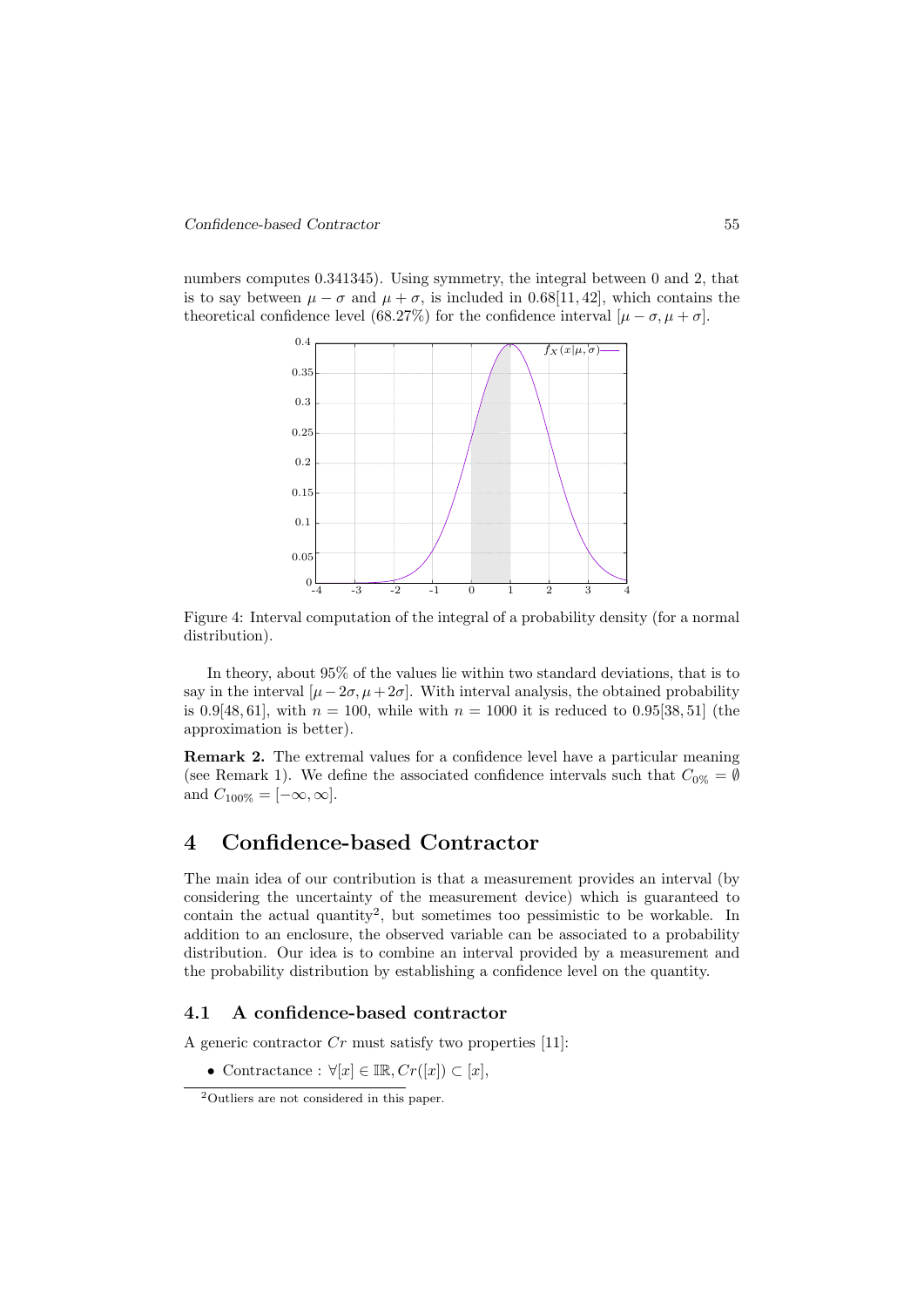numbers computes 0.341345). Using symmetry, the integral between 0 and 2, that is to say between $\mu - \sigma$ and $\mu + \sigma$, is included in $0.68[11, 42]$, which contains the theoretical confidence level (68.27%) for the confidence interval $[\mu - \sigma, \mu + \sigma]$.

Figure 4: Interval computation of the integral of a probability density (for a normal distribution).

In theory, about 95% of the values lie within two standard deviations, that is to say in the interval $[\mu - 2\sigma, \mu + 2\sigma]$. With interval analysis, the obtained probability is $0.9[48, 61]$, with $n = 100$, while with $n = 1000$ it is reduced to $0.95[38, 51]$ (the approximation is better).

**Remark 2.** The extremal values for a confidence level have a particular meaning (see Remark 1). We define the associated confidence intervals such that $C_{0\%} = \emptyset$ and $C_{100\%} = [-\infty, \infty]$.

# 4 Confidence-based Contractor

The main idea of our contribution is that a measurement provides an interval (by considering the uncertainty of the measurement device) which is guaranteed to contain the actual quantity[2], but sometimes too pessimistic to be workable. In addition to an enclosure, the observed variable can be associated to a probability distribution. Our idea is to combine an interval provided by a measurement and the probability distribution by establishing a confidence level on the quantity.

## 4.1 A confidence-based contractor

A generic contractor $Cr$ must satisfy two properties [11]:

- Contractance : $\forall [x] \in \mathbb{IR}, Cr([x]) \subset [x]$,

[2] Outliers are not considered in this paper.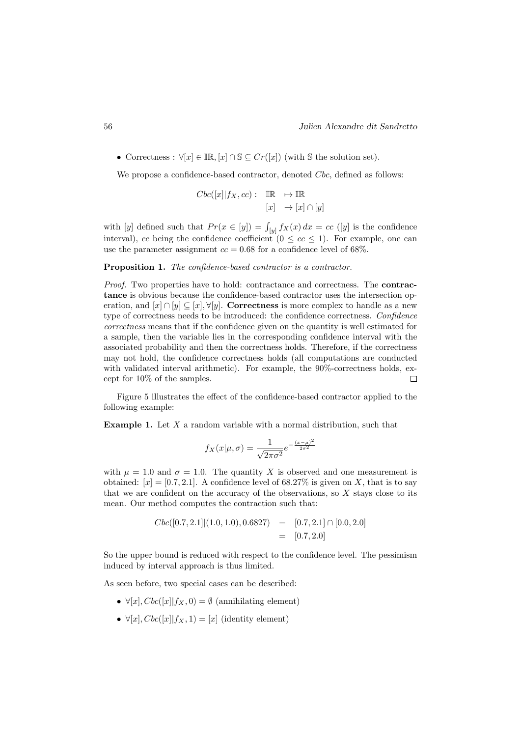- Correctness : $\forall [x] \in \mathbb{IR}, [x] \cap \mathbb{S} \subseteq Cr([x])$ (with $\mathbb{S}$ the solution set).

We propose a confidence-based contractor, denoted $Cbc$, defined as follows:

$$Cbc([x]|f_X, cc): \begin{array}{ll} \mathbb{IR} & \mapsto \mathbb{IR} \\ [x] & \to [x] \cap [y] \end{array}$$

with $[y]$ defined such that $Pr(x \in [y]) = \int_{[y]} f_X(x)\, dx = cc$ ($[y]$ is the confidence interval), $cc$ being the confidence coefficient ($0 \leq cc \leq 1$). For example, one can use the parameter assignment $cc = 0.68$ for a confidence level of 68%.

**Proposition 1.** *The confidence-based contractor is a contractor.*

*Proof.* Two properties have to hold: contractance and correctness. The **contractance** is obvious because the confidence-based contractor uses the intersection operation, and $[x] \cap [y] \subseteq [x], \forall [y]$. **Correctness** is more complex to handle as a new type of correctness needs to be introduced: the confidence correctness. *Confidence correctness* means that if the confidence given on the quantity is well estimated for a sample, then the variable lies in the corresponding confidence interval with the associated probability and then the correctness holds. Therefore, if the correctness may not hold, the confidence correctness holds (all computations are conducted with validated interval arithmetic). For example, the 90%-correctness holds, except for 10% of the samples. □

Figure 5 illustrates the effect of the confidence-based contractor applied to the following example:

**Example 1.** Let $X$ a random variable with a normal distribution, such that

$$f_X(x|\mu, \sigma) = \frac{1}{\sqrt{2\pi\sigma^2}} e^{-\frac{(x-\mu)^2}{2\sigma^2}}$$

with $\mu = 1.0$ and $\sigma = 1.0$. The quantity $X$ is observed and one measurement is obtained: $[x] = [0.7, 2.1]$. A confidence level of 68.27% is given on $X$, that is to say that we are confident on the accuracy of the observations, so $X$ stays close to its mean. Our method computes the contraction such that:

$$\begin{aligned} Cbc([0.7, 2.1]|(1.0, 1.0), 0.6827) &= [0.7, 2.1] \cap [0.0, 2.0] \\ &= [0.7, 2.0] \end{aligned}$$

So the upper bound is reduced with respect to the confidence level. The pessimism induced by interval approach is thus limited.

As seen before, two special cases can be described:

- $\forall [x], Cbc([x]|f_X, 0) = \emptyset$ (annihilating element)
- $\forall [x], Cbc([x]|f_X, 1) = [x]$ (identity element)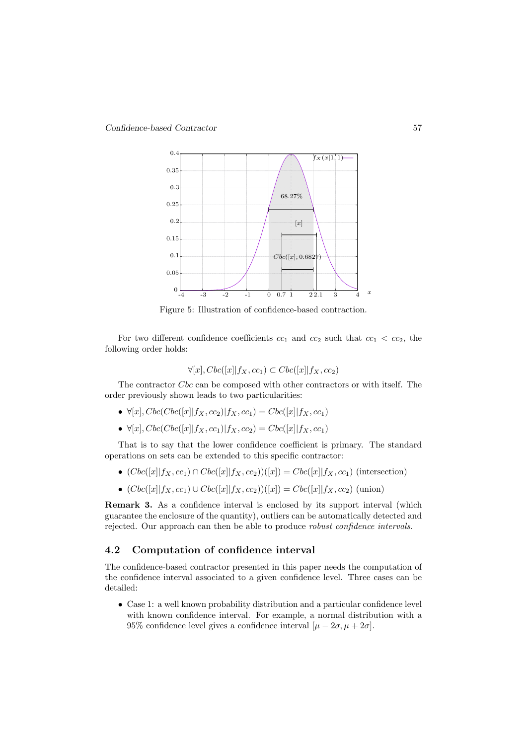Figure 5: Illustration of confidence-based contraction.

For two different confidence coefficients $cc_1$ and $cc_2$ such that $cc_1 < cc_2$, the following order holds:

$$\forall [x], Cbc([x]|f_X, cc_1) \subset Cbc([x]|f_X, cc_2)$$

The contractor $Cbc$ can be composed with other contractors or with itself. The order previously shown leads to two particularities:

- $\forall [x], Cbc(Cbc([x]|f_X, cc_2)|f_X, cc_1) = Cbc([x]|f_X, cc_1)$
- $\forall [x], Cbc(Cbc([x]|f_X, cc_1)|f_X, cc_2) = Cbc([x]|f_X, cc_1)$

That is to say that the lower confidence coefficient is primary. The standard operations on sets can be extended to this specific contractor:

- $(Cbc([x]|f_X, cc_1) \cap Cbc([x]|f_X, cc_2))([x]) = Cbc([x]|f_X, cc_1)$ (intersection)
- $(Cbc([x]|f_X, cc_1) \cup Cbc([x]|f_X, cc_2))([x]) = Cbc([x]|f_X, cc_2)$ (union)

**Remark 3.** As a confidence interval is enclosed by its support interval (which guarantee the enclosure of the quantity), outliers can be automatically detected and rejected. Our approach can then be able to produce *robust confidence intervals*.

## 4.2 Computation of confidence interval

The confidence-based contractor presented in this paper needs the computation of the confidence interval associated to a given confidence level. Three cases can be detailed:

- Case 1: a well known probability distribution and a particular confidence level with known confidence interval. For example, a normal distribution with a 95% confidence level gives a confidence interval $[\mu - 2\sigma, \mu + 2\sigma]$.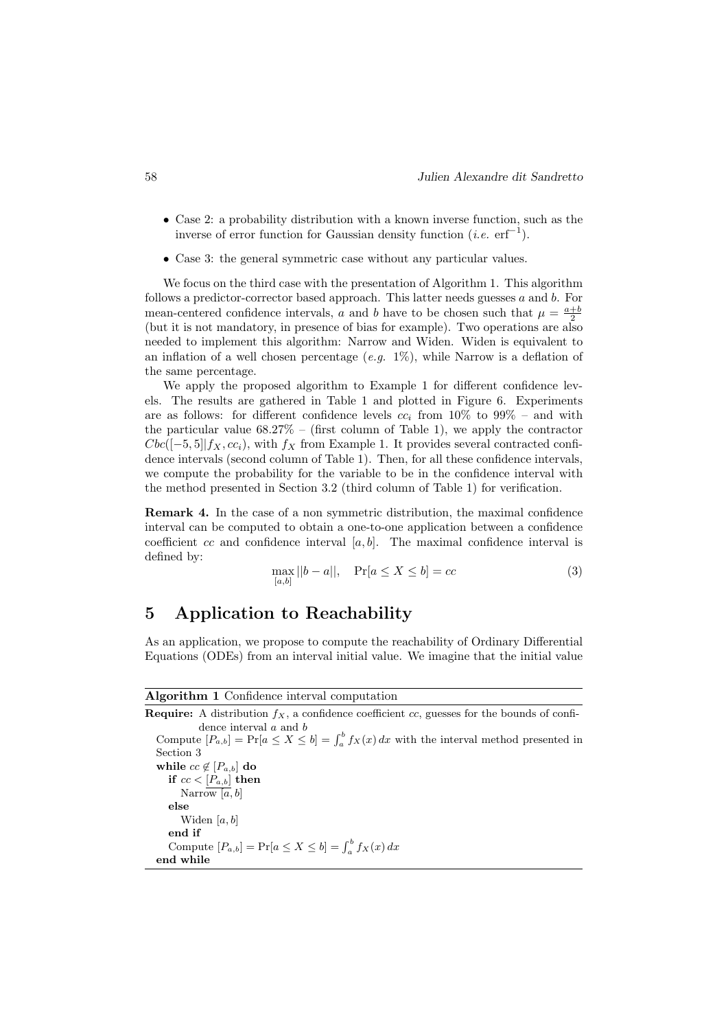- Case 2: a probability distribution with a known inverse function, such as the inverse of error function for Gaussian density function (*i.e.* $\mathrm{erf}^{-1}$).
- Case 3: the general symmetric case without any particular values.

We focus on the third case with the presentation of Algorithm 1. This algorithm follows a predictor-corrector based approach. This latter needs guesses $a$ and $b$. For mean-centered confidence intervals, $a$ and $b$ have to be chosen such that $\mu = \frac{a+b}{2}$ (but it is not mandatory, in presence of bias for example). Two operations are also needed to implement this algorithm: Narrow and Widen. Widen is equivalent to an inflation of a well chosen percentage (*e.g.* 1%), while Narrow is a deflation of the same percentage.

We apply the proposed algorithm to Example 1 for different confidence levels. The results are gathered in Table 1 and plotted in Figure 6. Experiments are as follows: for different confidence levels $cc_i$ from 10% to 99% – and with the particular value 68.27% – (first column of Table 1), we apply the contractor $Cbc([-5,5]|f_X, cc_i)$, with $f_X$ from Example 1. It provides several contracted confidence intervals (second column of Table 1). Then, for all these confidence intervals, we compute the probability for the variable to be in the confidence interval with the method presented in Section 3.2 (third column of Table 1) for verification.

**Remark 4.** In the case of a non symmetric distribution, the maximal confidence interval can be computed to obtain a one-to-one application between a confidence coefficient $cc$ and confidence interval $[a, b]$. The maximal confidence interval is defined by:

$$\max_{[a,b]} ||b - a||, \quad \Pr[a \leq X \leq b] = cc \tag{3}$$

## 5 Application to Reachability

As an application, we propose to compute the reachability of Ordinary Differential Equations (ODEs) from an interval initial value. We imagine that the initial value

---

**Algorithm 1** Confidence interval computation

**Require:** A distribution $f_X$, a confidence coefficient $cc$, guesses for the bounds of confidence interval $a$ and $b$

Compute $[P_{a,b}] = \Pr[a \leq X \leq b] = \int_a^b f_X(x)\,dx$ with the interval method presented in Section 3

**while** $cc \notin [P_{a,b}]$ **do**

  **if** $cc < \underline{[P_{a,b}]}$ **then**

    Narrow $[a, b]$

  **else**

    Widen $[a, b]$

  **end if**

  Compute $[P_{a,b}] = \Pr[a \leq X \leq b] = \int_a^b f_X(x)\,dx$

**end while**

---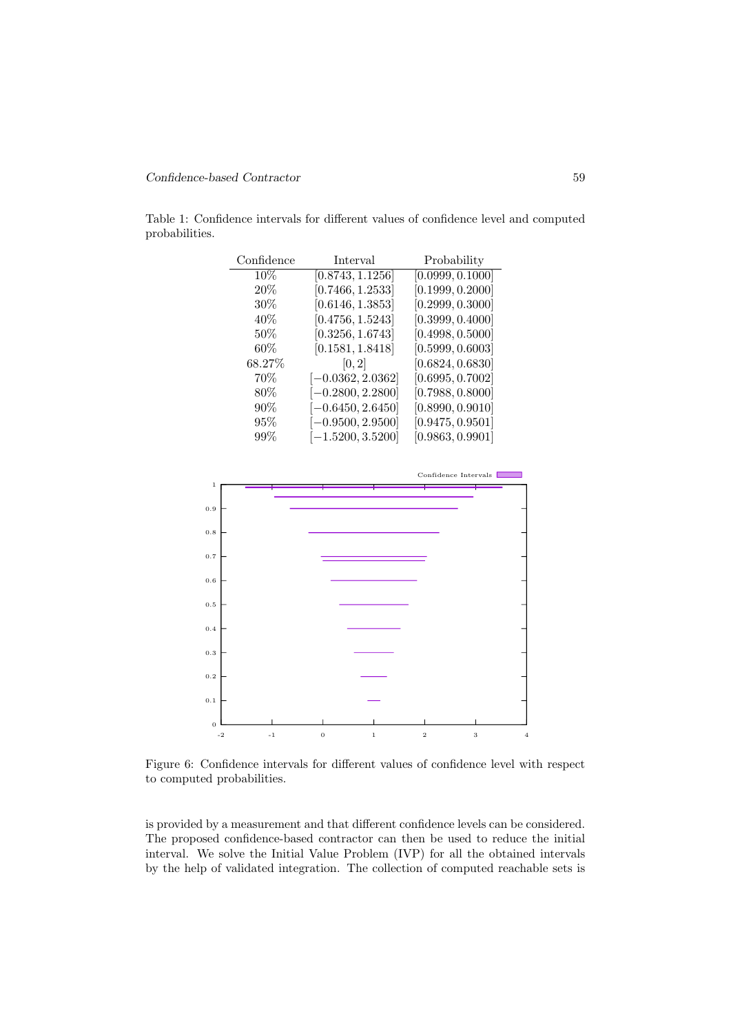Table 1: Confidence intervals for different values of confidence level and computed probabilities.

| Confidence | Interval | Probability |
|---|---|---|
| 10% | $[0.8743, 1.1256]$ | $[0.0999, 0.1000]$ |
| 20% | $[0.7466, 1.2533]$ | $[0.1999, 0.2000]$ |
| 30% | $[0.6146, 1.3853]$ | $[0.2999, 0.3000]$ |
| 40% | $[0.4756, 1.5243]$ | $[0.3999, 0.4000]$ |
| 50% | $[0.3256, 1.6743]$ | $[0.4998, 0.5000]$ |
| 60% | $[0.1581, 1.8418]$ | $[0.5999, 0.6003]$ |
| 68.27% | $[0, 2]$ | $[0.6824, 0.6830]$ |
| 70% | $[-0.0362, 2.0362]$ | $[0.6995, 0.7002]$ |
| 80% | $[-0.2800, 2.2800]$ | $[0.7988, 0.8000]$ |
| 90% | $[-0.6450, 2.6450]$ | $[0.8990, 0.9010]$ |
| 95% | $[-0.9500, 2.9500]$ | $[0.9475, 0.9501]$ |
| 99% | $[-1.5200, 3.5200]$ | $[0.9863, 0.9901]$ |

Figure 6: Confidence intervals for different values of confidence level with respect to computed probabilities.

is provided by a measurement and that different confidence levels can be considered. The proposed confidence-based contractor can then be used to reduce the initial interval. We solve the Initial Value Problem (IVP) for all the obtained intervals by the help of validated integration. The collection of computed reachable sets is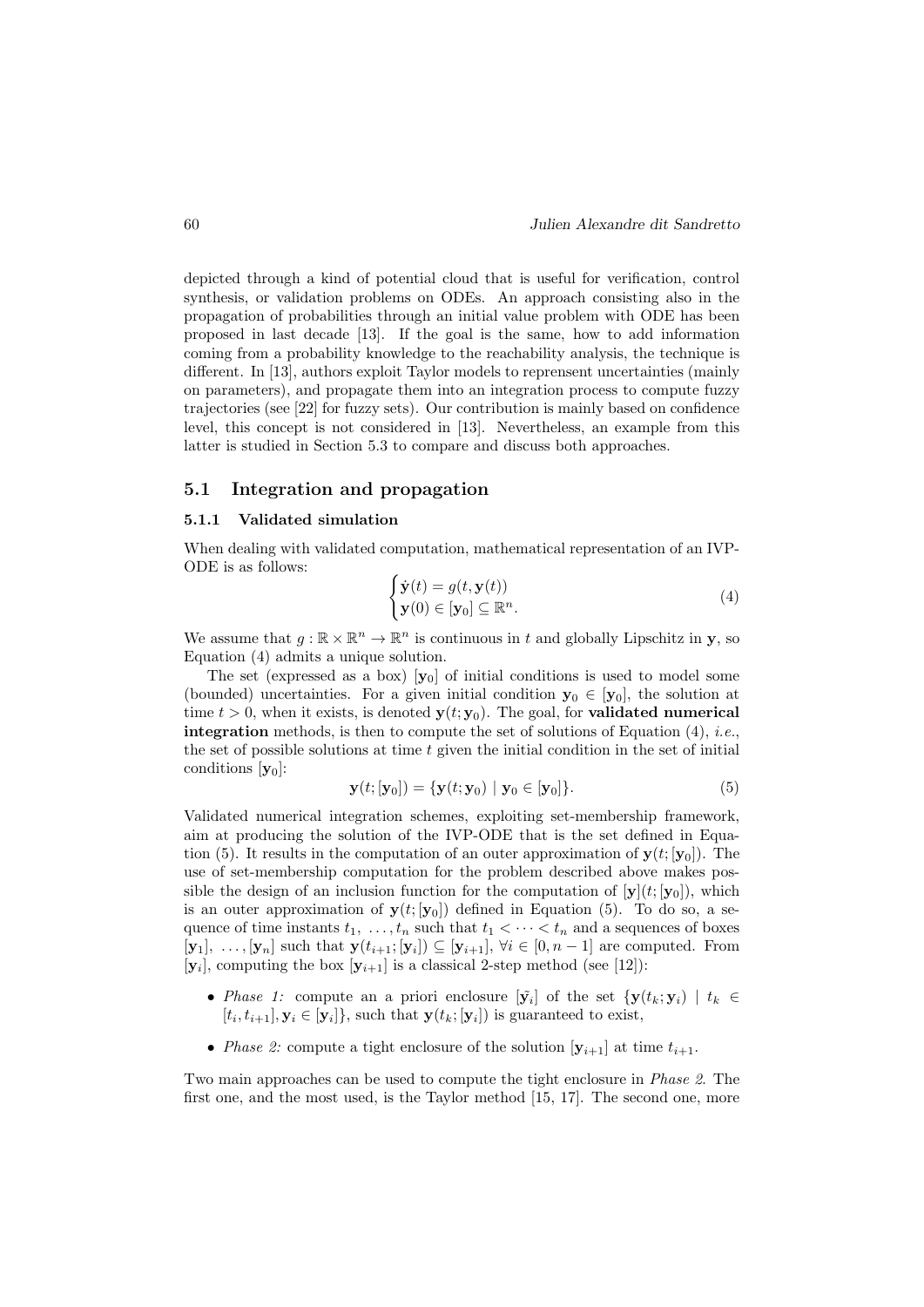depicted through a kind of potential cloud that is useful for verification, control synthesis, or validation problems on ODEs. An approach consisting also in the propagation of probabilities through an initial value problem with ODE has been proposed in last decade [13]. If the goal is the same, how to add information coming from a probability knowledge to the reachability analysis, the technique is different. In [13], authors exploit Taylor models to reprensent uncertainties (mainly on parameters), and propagate them into an integration process to compute fuzzy trajectories (see [22] for fuzzy sets). Our contribution is mainly based on confidence level, this concept is not considered in [13]. Nevertheless, an example from this latter is studied in Section 5.3 to compare and discuss both approaches.

## 5.1 Integration and propagation

### 5.1.1 Validated simulation

When dealing with validated computation, mathematical representation of an IVP-ODE is as follows:

$$\begin{cases} \dot{\mathbf{y}}(t) = g(t, \mathbf{y}(t)) \\ \mathbf{y}(0) \in [\mathbf{y}_0] \subseteq \mathbb{R}^n. \end{cases} \tag{4}$$

We assume that $g : \mathbb{R} \times \mathbb{R}^n \to \mathbb{R}^n$ is continuous in $t$ and globally Lipschitz in $\mathbf{y}$, so Equation (4) admits a unique solution.

The set (expressed as a box) $[\mathbf{y}_0]$ of initial conditions is used to model some (bounded) uncertainties. For a given initial condition $\mathbf{y}_0 \in [\mathbf{y}_0]$, the solution at time $t > 0$, when it exists, is denoted $\mathbf{y}(t; \mathbf{y}_0)$. The goal, for **validated numerical integration** methods, is then to compute the set of solutions of Equation (4), *i.e.*, the set of possible solutions at time $t$ given the initial condition in the set of initial conditions $[\mathbf{y}_0]$:

$$\mathbf{y}(t; [\mathbf{y}_0]) = \{\mathbf{y}(t; \mathbf{y}_0) \mid \mathbf{y}_0 \in [\mathbf{y}_0]\}. \tag{5}$$

Validated numerical integration schemes, exploiting set-membership framework, aim at producing the solution of the IVP-ODE that is the set defined in Equation (5). It results in the computation of an outer approximation of $\mathbf{y}(t; [\mathbf{y}_0])$. The use of set-membership computation for the problem described above makes possible the design of an inclusion function for the computation of $[\mathbf{y}](t; [\mathbf{y}_0])$, which is an outer approximation of $\mathbf{y}(t; [\mathbf{y}_0])$ defined in Equation (5). To do so, a sequence of time instants $t_1, \ldots, t_n$ such that $t_1 < \cdots < t_n$ and a sequences of boxes $[\mathbf{y}_1], \ldots, [\mathbf{y}_n]$ such that $\mathbf{y}(t_{i+1}; [\mathbf{y}_i]) \subseteq [\mathbf{y}_{i+1}]$, $\forall i \in [0, n-1]$ are computed. From $[\mathbf{y}_i]$, computing the box $[\mathbf{y}_{i+1}]$ is a classical 2-step method (see [12]):

- *Phase 1:* compute an a priori enclosure $[\tilde{\mathbf{y}}_i]$ of the set $\{\mathbf{y}(t_k; \mathbf{y}_i) \mid t_k \in [t_i, t_{i+1}], \mathbf{y}_i \in [\mathbf{y}_i]\}$, such that $\mathbf{y}(t_k; [\mathbf{y}_i])$ is guaranteed to exist,
- *Phase 2:* compute a tight enclosure of the solution $[\mathbf{y}_{i+1}]$ at time $t_{i+1}$.

Two main approaches can be used to compute the tight enclosure in *Phase 2*. The first one, and the most used, is the Taylor method [15, 17]. The second one, more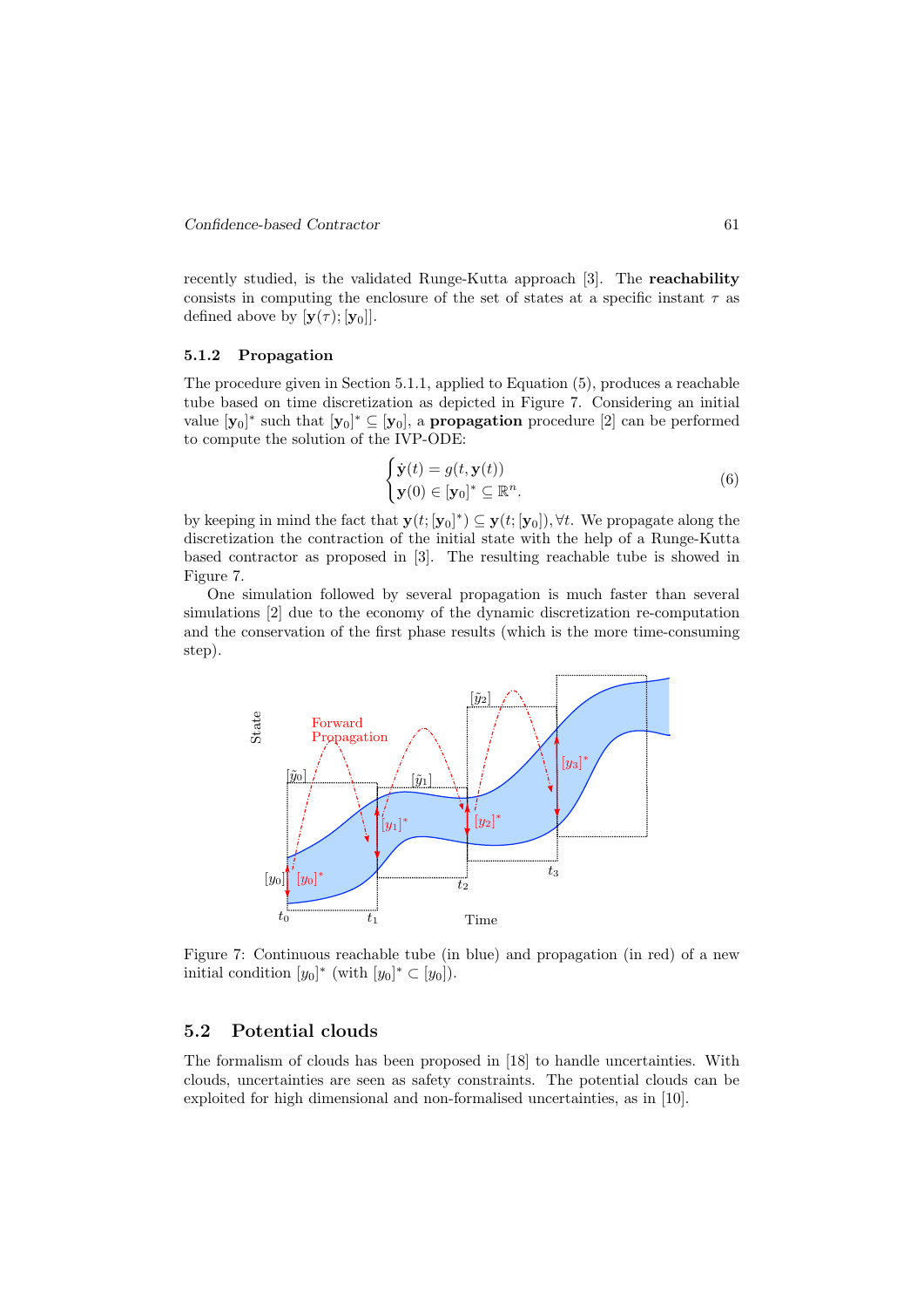recently studied, is the validated Runge-Kutta approach [3]. The **reachability** consists in computing the enclosure of the set of states at a specific instant $\tau$ as defined above by $[\mathbf{y}(\tau); [\mathbf{y}_0]]$.

### 5.1.2 Propagation

The procedure given in Section 5.1.1, applied to Equation (5), produces a reachable tube based on time discretization as depicted in Figure 7. Considering an initial value $[\mathbf{y}_0]^*$ such that $[\mathbf{y}_0]^* \subseteq [\mathbf{y}_0]$, a **propagation** procedure [2] can be performed to compute the solution of the IVP-ODE:

$$\begin{cases} \dot{\mathbf{y}}(t) = g(t, \mathbf{y}(t)) \\ \mathbf{y}(0) \in [\mathbf{y}_0]^* \subseteq \mathbb{R}^n. \end{cases} \tag{6}$$

by keeping in mind the fact that $\mathbf{y}(t; [\mathbf{y}_0]^*) \subseteq \mathbf{y}(t; [\mathbf{y}_0]), \forall t$. We propagate along the discretization the contraction of the initial state with the help of a Runge-Kutta based contractor as proposed in [3]. The resulting reachable tube is showed in Figure 7.

One simulation followed by several propagation is much faster than several simulations [2] due to the economy of the dynamic discretization re-computation and the conservation of the first phase results (which is the more time-consuming step).

Figure 7: Continuous reachable tube (in blue) and propagation (in red) of a new initial condition $[y_0]^*$ (with $[y_0]^* \subset [y_0]$).

## 5.2 Potential clouds

The formalism of clouds has been proposed in [18] to handle uncertainties. With clouds, uncertainties are seen as safety constraints. The potential clouds can be exploited for high dimensional and non-formalised uncertainties, as in [10].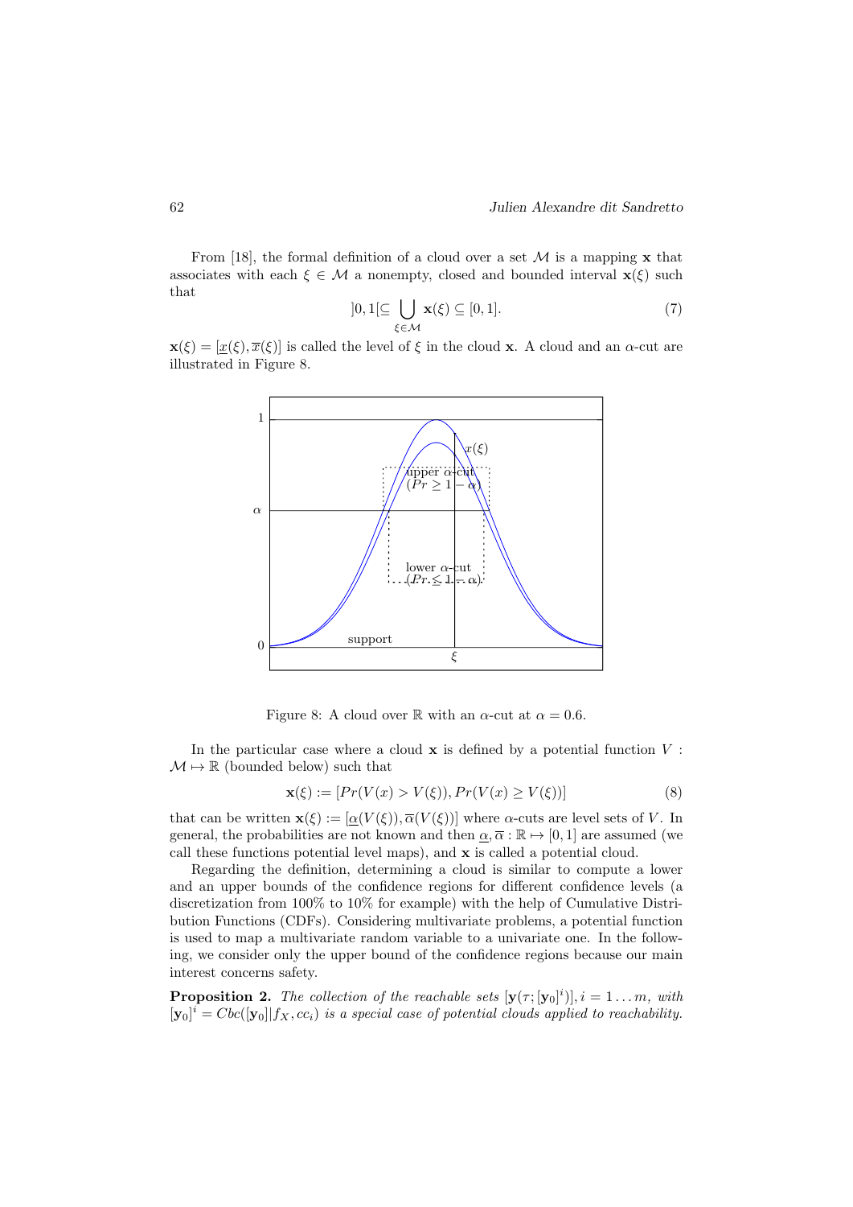From [18], the formal definition of a cloud over a set $\mathcal{M}$ is a mapping $\mathbf{x}$ that associates with each $\xi \in \mathcal{M}$ a nonempty, closed and bounded interval $\mathbf{x}(\xi)$ such that

$$]0, 1[\subseteq \bigcup_{\xi \in \mathcal{M}} \mathbf{x}(\xi) \subseteq [0, 1]. \tag{7}$$

$\mathbf{x}(\xi) = [\underline{x}(\xi), \overline{x}(\xi)]$ is called the level of $\xi$ in the cloud $\mathbf{x}$. A cloud and an $\alpha$-cut are illustrated in Figure 8.

Figure 8: A cloud over $\mathbb{R}$ with an $\alpha$-cut at $\alpha = 0.6$.

In the particular case where a cloud $\mathbf{x}$ is defined by a potential function $V : \mathcal{M} \mapsto \mathbb{R}$ (bounded below) such that

$$\mathbf{x}(\xi) := [Pr(V(x) > V(\xi)), Pr(V(x) \geq V(\xi))] \tag{8}$$

that can be written $\mathbf{x}(\xi) := [\underline{\alpha}(V(\xi)), \overline{\alpha}(V(\xi))]$ where $\alpha$-cuts are level sets of $V$. In general, the probabilities are not known and then $\underline{\alpha}, \overline{\alpha} : \mathbb{R} \mapsto [0, 1]$ are assumed (we call these functions potential level maps), and $\mathbf{x}$ is called a potential cloud.

Regarding the definition, determining a cloud is similar to compute a lower and an upper bounds of the confidence regions for different confidence levels (a discretization from 100% to 10% for example) with the help of Cumulative Distribution Functions (CDFs). Considering multivariate problems, a potential function is used to map a multivariate random variable to a univariate one. In the following, we consider only the upper bound of the confidence regions because our main interest concerns safety.

**Proposition 2.** *The collection of the reachable sets $[\mathbf{y}(\tau; [\mathbf{y}_0]^i)], i = 1 \ldots m$, with $[\mathbf{y}_0]^i = Cbc([\mathbf{y}_0]|f_X, cc_i)$ is a special case of potential clouds applied to reachability.*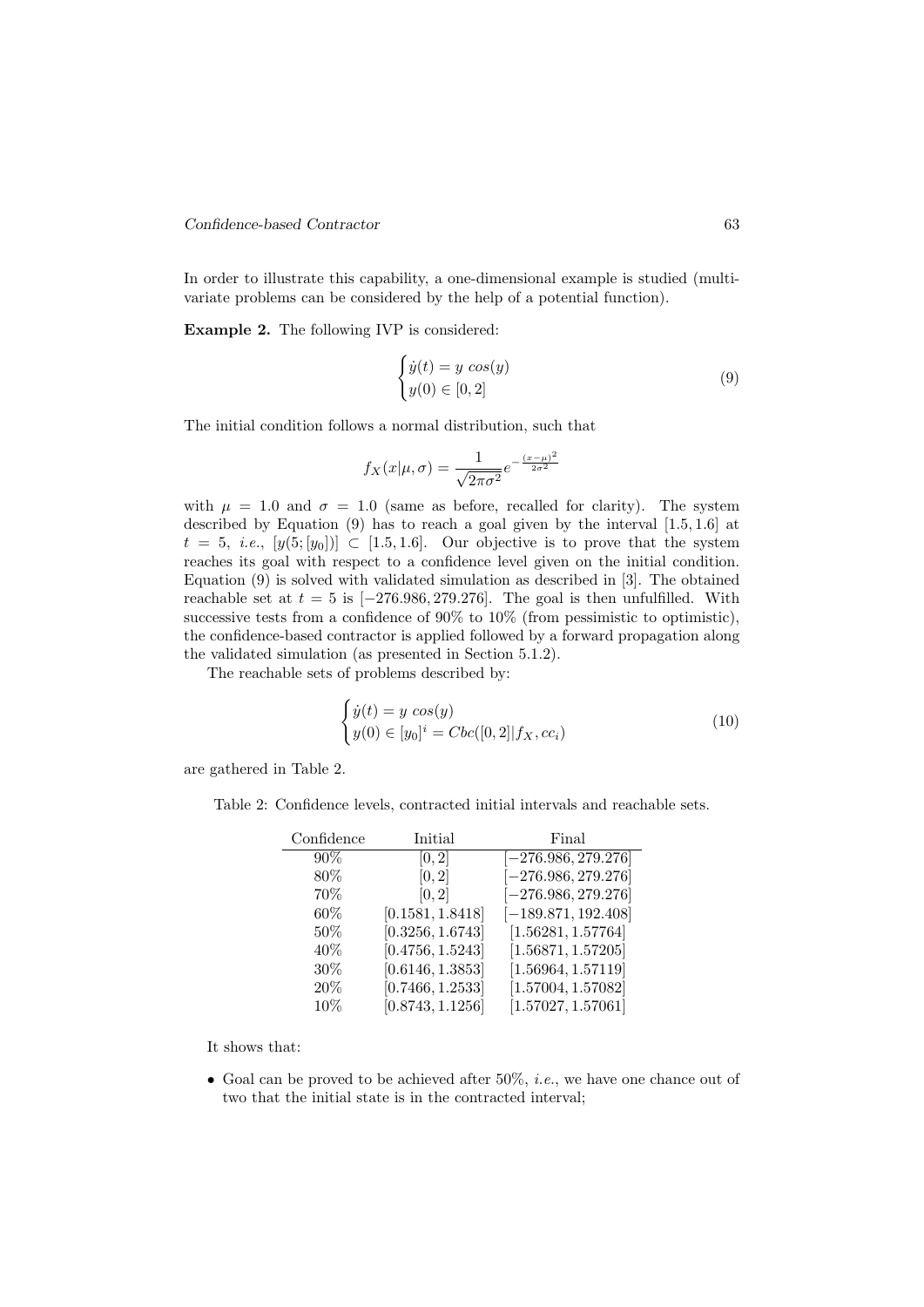In order to illustrate this capability, a one-dimensional example is studied (multi-variate problems can be considered by the help of a potential function).

**Example 2.** The following IVP is considered:

$$\begin{cases} \dot{y}(t) = y \; cos(y) \\ y(0) \in [0, 2] \end{cases} \tag{9}$$

The initial condition follows a normal distribution, such that

$$f_X(x|\mu, \sigma) = \frac{1}{\sqrt{2\pi\sigma^2}} e^{-\frac{(x-\mu)^2}{2\sigma^2}}$$

with $\mu = 1.0$ and $\sigma = 1.0$ (same as before, recalled for clarity). The system described by Equation (9) has to reach a goal given by the interval $[1.5, 1.6]$ at $t = 5$, *i.e.*, $[y(5; [y_0])] \subset [1.5, 1.6]$. Our objective is to prove that the system reaches its goal with respect to a confidence level given on the initial condition. Equation (9) is solved with validated simulation as described in [3]. The obtained reachable set at $t = 5$ is $[-276.986, 279.276]$. The goal is then unfulfilled. With successive tests from a confidence of 90% to 10% (from pessimistic to optimistic), the confidence-based contractor is applied followed by a forward propagation along the validated simulation (as presented in Section 5.1.2).

The reachable sets of problems described by:

$$\begin{cases} \dot{y}(t) = y \; cos(y) \\ y(0) \in [y_0]^i = Cbc([0, 2] | f_X, cc_i) \end{cases} \tag{10}$$

are gathered in Table 2.

Table 2: Confidence levels, contracted initial intervals and reachable sets.

| Confidence | Initial | Final |
|---|---|---|
| 90% | $[0, 2]$ | $[-276.986, 279.276]$ |
| 80% | $[0, 2]$ | $[-276.986, 279.276]$ |
| 70% | $[0, 2]$ | $[-276.986, 279.276]$ |
| 60% | $[0.1581, 1.8418]$ | $[-189.871, 192.408]$ |
| 50% | $[0.3256, 1.6743]$ | $[1.56281, 1.57764]$ |
| 40% | $[0.4756, 1.5243]$ | $[1.56871, 1.57205]$ |
| 30% | $[0.6146, 1.3853]$ | $[1.56964, 1.57119]$ |
| 20% | $[0.7466, 1.2533]$ | $[1.57004, 1.57082]$ |
| 10% | $[0.8743, 1.1256]$ | $[1.57027, 1.57061]$ |

It shows that:

- Goal can be proved to be achieved after 50%, *i.e.*, we have one chance out of two that the initial state is in the contracted interval;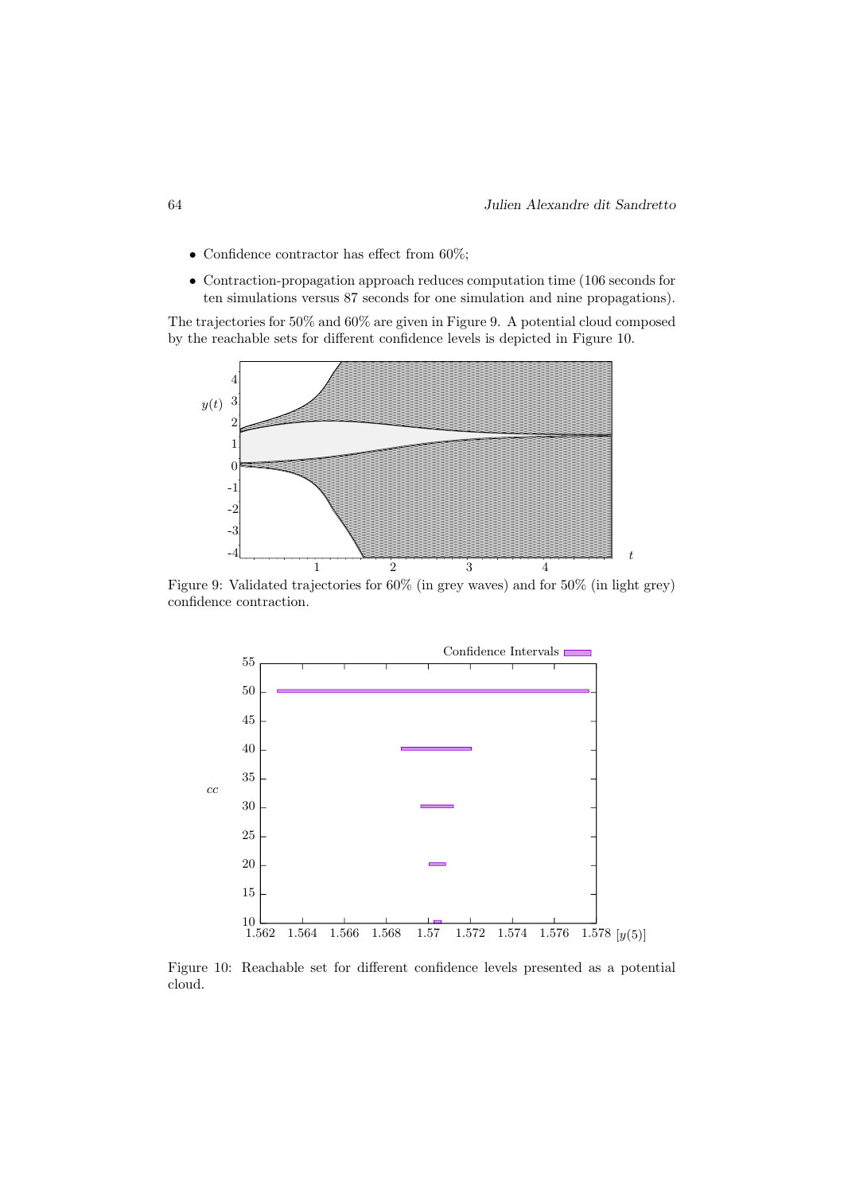- Confidence contractor has effect from 60%;
- Contraction-propagation approach reduces computation time (106 seconds for ten simulations versus 87 seconds for one simulation and nine propagations).

The trajectories for 50% and 60% are given in Figure 9. A potential cloud composed by the reachable sets for different confidence levels is depicted in Figure 10.

Figure 9: Validated trajectories for 60% (in grey waves) and for 50% (in light grey) confidence contraction.

Figure 10: Reachable set for different confidence levels presented as a potential cloud.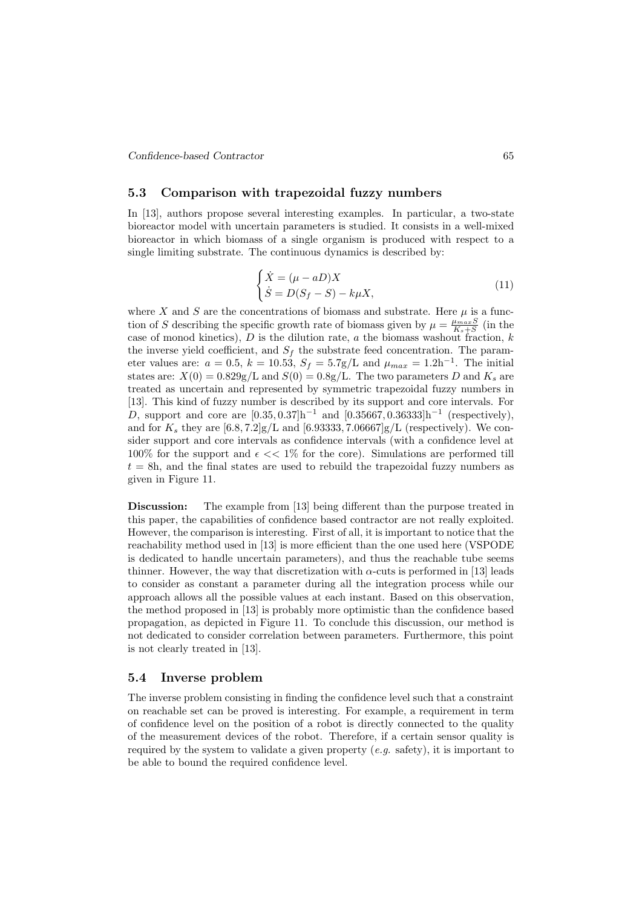## 5.3 Comparison with trapezoidal fuzzy numbers

In [13], authors propose several interesting examples. In particular, a two-state bioreactor model with uncertain parameters is studied. It consists in a well-mixed bioreactor in which biomass of a single organism is produced with respect to a single limiting substrate. The continuous dynamics is described by:

$$\begin{cases} \dot{X} = (\mu - aD)X \\ \dot{S} = D(S_f - S) - k\mu X, \end{cases} \tag{11}$$

where $X$ and $S$ are the concentrations of biomass and substrate. Here $\mu$ is a function of $S$ describing the specific growth rate of biomass given by $\mu = \frac{\mu_{max} S}{K_s + S}$ (in the case of monod kinetics), $D$ is the dilution rate, $a$ the biomass washout fraction, $k$ the inverse yield coefficient, and $S_f$ the substrate feed concentration. The parameter values are: $a = 0.5$, $k = 10.53$, $S_f = 5.7$g/L and $\mu_{max} = 1.2\text{h}^{-1}$. The initial states are: $X(0) = 0.829$g/L and $S(0) = 0.8$g/L. The two parameters $D$ and $K_s$ are treated as uncertain and represented by symmetric trapezoidal fuzzy numbers in [13]. This kind of fuzzy number is described by its support and core intervals. For $D$, support and core are $[0.35, 0.37]\text{h}^{-1}$ and $[0.35667, 0.36333]\text{h}^{-1}$ (respectively), and for $K_s$ they are $[6.8, 7.2]$g/L and $[6.93333, 7.06667]$g/L (respectively). We consider support and core intervals as confidence intervals (with a confidence level at 100% for the support and $\epsilon << 1\%$ for the core). Simulations are performed till $t = 8$h, and the final states are used to rebuild the trapezoidal fuzzy numbers as given in Figure 11.

**Discussion:** The example from [13] being different than the purpose treated in this paper, the capabilities of confidence based contractor are not really exploited. However, the comparison is interesting. First of all, it is important to notice that the reachability method used in [13] is more efficient than the one used here (VSPODE is dedicated to handle uncertain parameters), and thus the reachable tube seems thinner. However, the way that discretization with $\alpha$-cuts is performed in [13] leads to consider as constant a parameter during all the integration process while our approach allows all the possible values at each instant. Based on this observation, the method proposed in [13] is probably more optimistic than the confidence based propagation, as depicted in Figure 11. To conclude this discussion, our method is not dedicated to consider correlation between parameters. Furthermore, this point is not clearly treated in [13].

## 5.4 Inverse problem

The inverse problem consisting in finding the confidence level such that a constraint on reachable set can be proved is interesting. For example, a requirement in term of confidence level on the position of a robot is directly connected to the quality of the measurement devices of the robot. Therefore, if a certain sensor quality is required by the system to validate a given property (*e.g.* safety), it is important to be able to bound the required confidence level.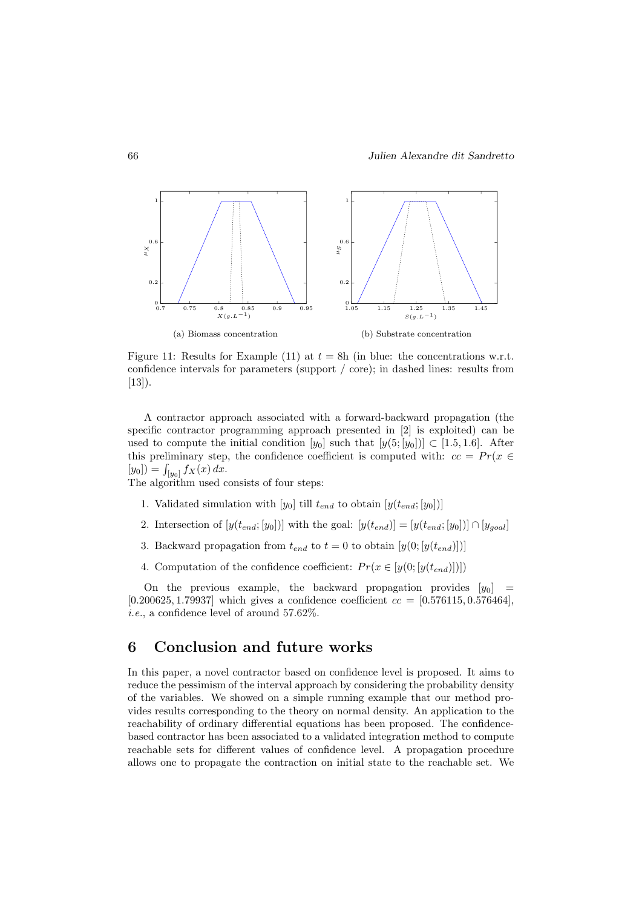(a) Biomass concentration

(b) Substrate concentration

Figure 11: Results for Example (11) at $t = 8$h (in blue: the concentrations w.r.t. confidence intervals for parameters (support / core); in dashed lines: results from [13]).

A contractor approach associated with a forward-backward propagation (the specific contractor programming approach presented in [2] is exploited) can be used to compute the initial condition $[y_0]$ such that $[y(5;[y_0])] \subset [1.5, 1.6]$. After this preliminary step, the confidence coefficient is computed with: $cc = Pr(x \in [y_0]) = \int_{[y_0]} f_X(x)\, dx$.
The algorithm used consists of four steps:

1. Validated simulation with $[y_0]$ till $t_{end}$ to obtain $[y(t_{end};[y_0])]$
2. Intersection of $[y(t_{end};[y_0])]$ with the goal: $[y(t_{end})] = [y(t_{end};[y_0])] \cap [y_{goal}]$
3. Backward propagation from $t_{end}$ to $t = 0$ to obtain $[y(0;[y(t_{end})])]$
4. Computation of the confidence coefficient: $Pr(x \in [y(0;[y(t_{end})])])$

On the previous example, the backward propagation provides $[y_0] = [0.200625, 1.79937]$ which gives a confidence coefficient $cc = [0.576115, 0.576464]$, *i.e.*, a confidence level of around 57.62%.

## 6 Conclusion and future works

In this paper, a novel contractor based on confidence level is proposed. It aims to reduce the pessimism of the interval approach by considering the probability density of the variables. We showed on a simple running example that our method provides results corresponding to the theory on normal density. An application to the reachability of ordinary differential equations has been proposed. The confidence-based contractor has been associated to a validated integration method to compute reachable sets for different values of confidence level. A propagation procedure allows one to propagate the contraction on initial state to the reachable set. We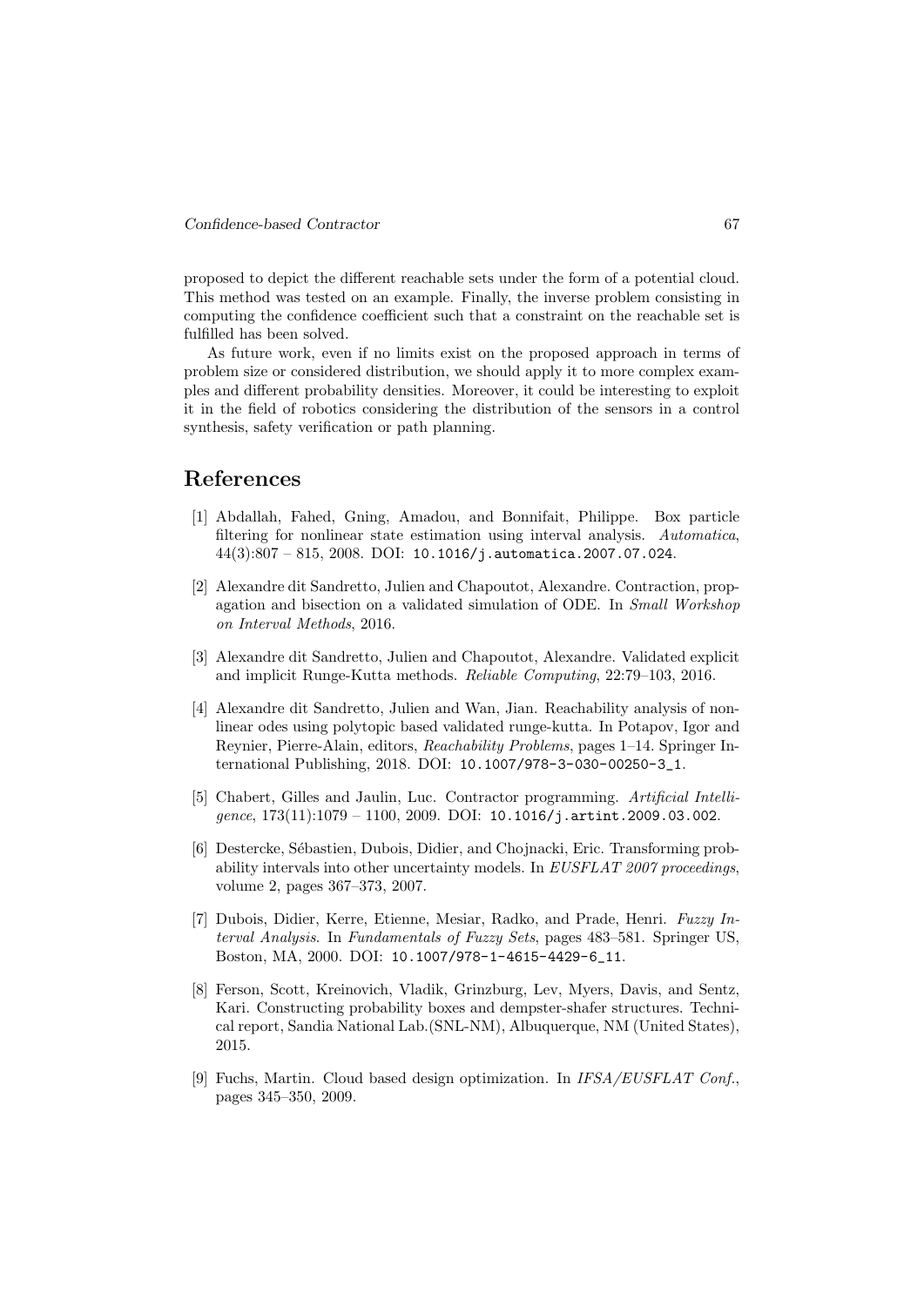proposed to depict the different reachable sets under the form of a potential cloud. This method was tested on an example. Finally, the inverse problem consisting in computing the confidence coefficient such that a constraint on the reachable set is fulfilled has been solved.

As future work, even if no limits exist on the proposed approach in terms of problem size or considered distribution, we should apply it to more complex examples and different probability densities. Moreover, it could be interesting to exploit it in the field of robotics considering the distribution of the sensors in a control synthesis, safety verification or path planning.

## References

[1] Abdallah, Fahed, Gning, Amadou, and Bonnifait, Philippe. Box particle filtering for nonlinear state estimation using interval analysis. *Automatica*, 44(3):807 – 815, 2008. DOI: `10.1016/j.automatica.2007.07.024`.

[2] Alexandre dit Sandretto, Julien and Chapoutot, Alexandre. Contraction, propagation and bisection on a validated simulation of ODE. In *Small Workshop on Interval Methods*, 2016.

[3] Alexandre dit Sandretto, Julien and Chapoutot, Alexandre. Validated explicit and implicit Runge-Kutta methods. *Reliable Computing*, 22:79–103, 2016.

[4] Alexandre dit Sandretto, Julien and Wan, Jian. Reachability analysis of nonlinear odes using polytopic based validated runge-kutta. In Potapov, Igor and Reynier, Pierre-Alain, editors, *Reachability Problems*, pages 1–14. Springer International Publishing, 2018. DOI: `10.1007/978-3-030-00250-3_1`.

[5] Chabert, Gilles and Jaulin, Luc. Contractor programming. *Artificial Intelligence*, 173(11):1079 – 1100, 2009. DOI: `10.1016/j.artint.2009.03.002`.

[6] Destercke, Sébastien, Dubois, Didier, and Chojnacki, Eric. Transforming probability intervals into other uncertainty models. In *EUSFLAT 2007 proceedings*, volume 2, pages 367–373, 2007.

[7] Dubois, Didier, Kerre, Etienne, Mesiar, Radko, and Prade, Henri. *Fuzzy Interval Analysis*. In *Fundamentals of Fuzzy Sets*, pages 483–581. Springer US, Boston, MA, 2000. DOI: `10.1007/978-1-4615-4429-6_11`.

[8] Ferson, Scott, Kreinovich, Vladik, Grinzburg, Lev, Myers, Davis, and Sentz, Kari. Constructing probability boxes and dempster-shafer structures. Technical report, Sandia National Lab.(SNL-NM), Albuquerque, NM (United States), 2015.

[9] Fuchs, Martin. Cloud based design optimization. In *IFSA/EUSFLAT Conf.*, pages 345–350, 2009.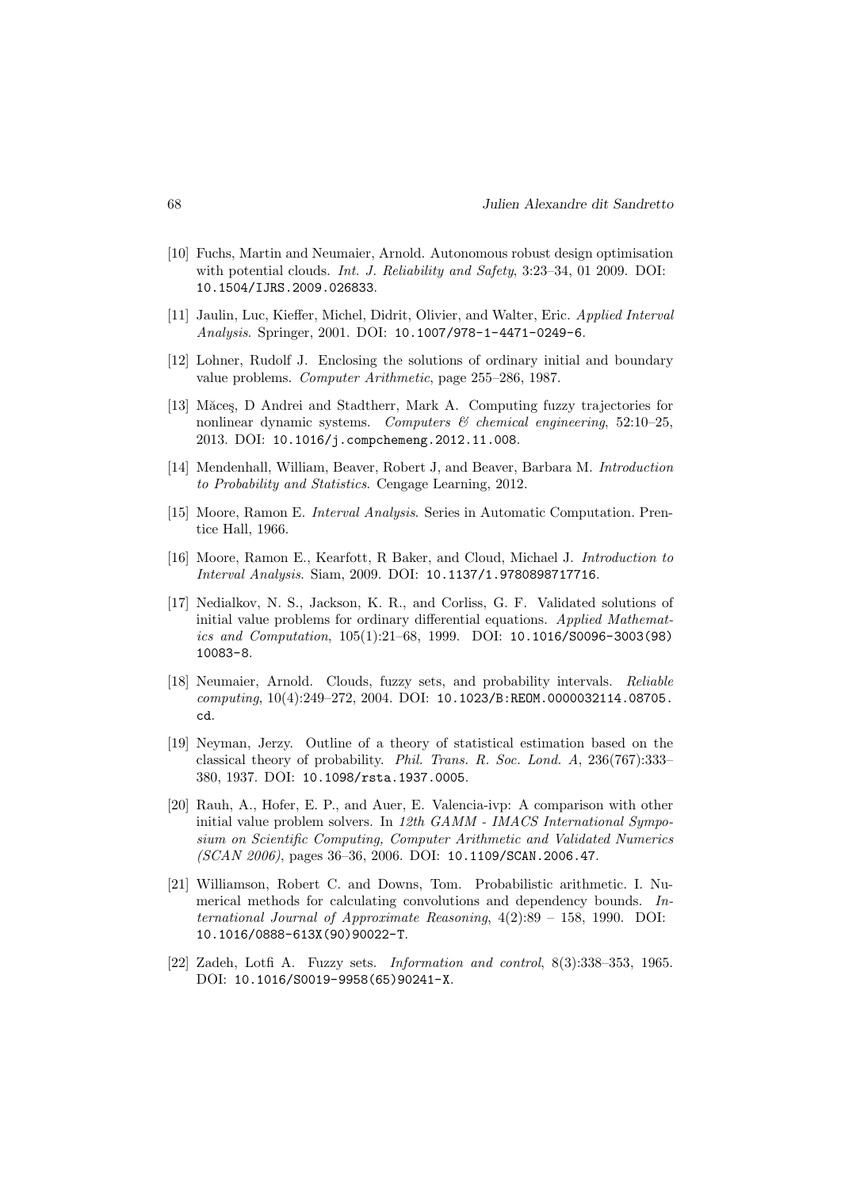[10] Fuchs, Martin and Neumaier, Arnold. Autonomous robust design optimisation with potential clouds. *Int. J. Reliability and Safety*, 3:23–34, 01 2009. DOI: 10.1504/IJRS.2009.026833.

[11] Jaulin, Luc, Kieffer, Michel, Didrit, Olivier, and Walter, Eric. *Applied Interval Analysis*. Springer, 2001. DOI: 10.1007/978-1-4471-0249-6.

[12] Lohner, Rudolf J. Enclosing the solutions of ordinary initial and boundary value problems. *Computer Arithmetic*, page 255–286, 1987.

[13] Măceş, D Andrei and Stadtherr, Mark A. Computing fuzzy trajectories for nonlinear dynamic systems. *Computers & chemical engineering*, 52:10–25, 2013. DOI: 10.1016/j.compchemeng.2012.11.008.

[14] Mendenhall, William, Beaver, Robert J, and Beaver, Barbara M. *Introduction to Probability and Statistics*. Cengage Learning, 2012.

[15] Moore, Ramon E. *Interval Analysis*. Series in Automatic Computation. Prentice Hall, 1966.

[16] Moore, Ramon E., Kearfott, R Baker, and Cloud, Michael J. *Introduction to Interval Analysis*. Siam, 2009. DOI: 10.1137/1.9780898717716.

[17] Nedialkov, N. S., Jackson, K. R., and Corliss, G. F. Validated solutions of initial value problems for ordinary differential equations. *Applied Mathematics and Computation*, 105(1):21–68, 1999. DOI: 10.1016/S0096-3003(98)10083-8.

[18] Neumaier, Arnold. Clouds, fuzzy sets, and probability intervals. *Reliable computing*, 10(4):249–272, 2004. DOI: 10.1023/B:REOM.0000032114.08705.cd.

[19] Neyman, Jerzy. Outline of a theory of statistical estimation based on the classical theory of probability. *Phil. Trans. R. Soc. Lond. A*, 236(767):333–380, 1937. DOI: 10.1098/rsta.1937.0005.

[20] Rauh, A., Hofer, E. P., and Auer, E. Valencia-ivp: A comparison with other initial value problem solvers. In *12th GAMM - IMACS International Symposium on Scientific Computing, Computer Arithmetic and Validated Numerics (SCAN 2006)*, pages 36–36, 2006. DOI: 10.1109/SCAN.2006.47.

[21] Williamson, Robert C. and Downs, Tom. Probabilistic arithmetic. I. Numerical methods for calculating convolutions and dependency bounds. *International Journal of Approximate Reasoning*, 4(2):89 – 158, 1990. DOI: 10.1016/0888-613X(90)90022-T.

[22] Zadeh, Lotfi A. Fuzzy sets. *Information and control*, 8(3):338–353, 1965. DOI: 10.1016/S0019-9958(65)90241-X.